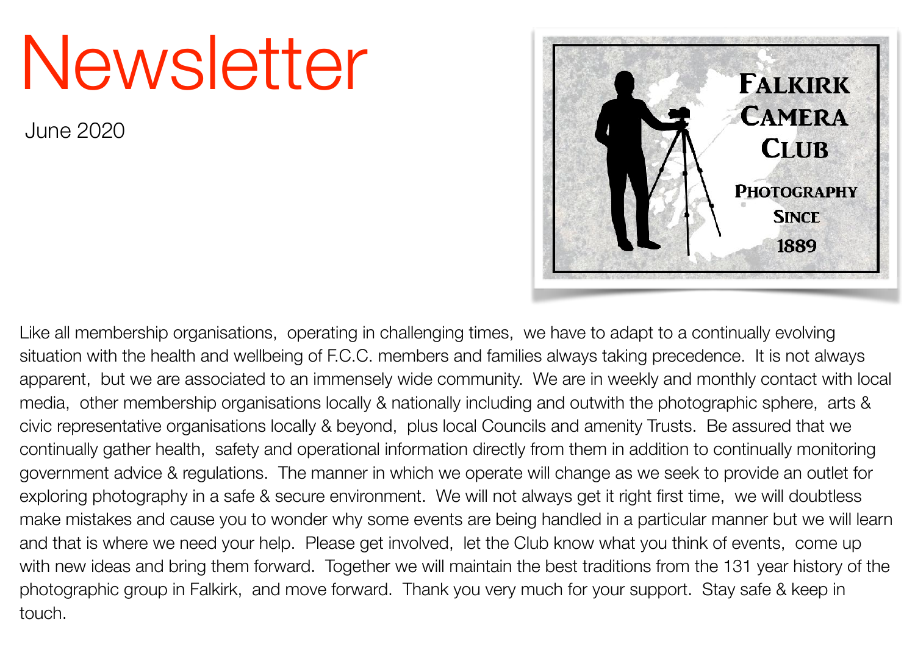# Newsletter

June 2020

FALKIRK CAMERA CLUB

PHOTOGRAPHY SINCE 1889

Like all membership organisations, operating in challenging times, we have to adapt to a continually evolving situation with the health and wellbeing of F.C.C. members and families always taking precedence. It is not always apparent, but we are associated to an immensely wide community. We are in weekly and monthly contact with local media, other membership organisations locally & nationally including and outwith the photographic sphere, arts & civic representative organisations locally & beyond, plus local Councils and amenity Trusts. Be assured that we continually gather health, safety and operational information directly from them in addition to continually monitoring government advice & regulations. The manner in which we operate will change as we seek to provide an outlet for exploring photography in a safe & secure environment. We will not always get it right first time, we will doubtless make mistakes and cause you to wonder why some events are being handled in a particular manner but we will learn and that is where we need your help. Please get involved, let the Club know what you think of events, come up with new ideas and bring them forward. Together we will maintain the best traditions from the 131 year history of the photographic group in Falkirk, and move forward. Thank you very much for your support. Stay safe & keep in touch.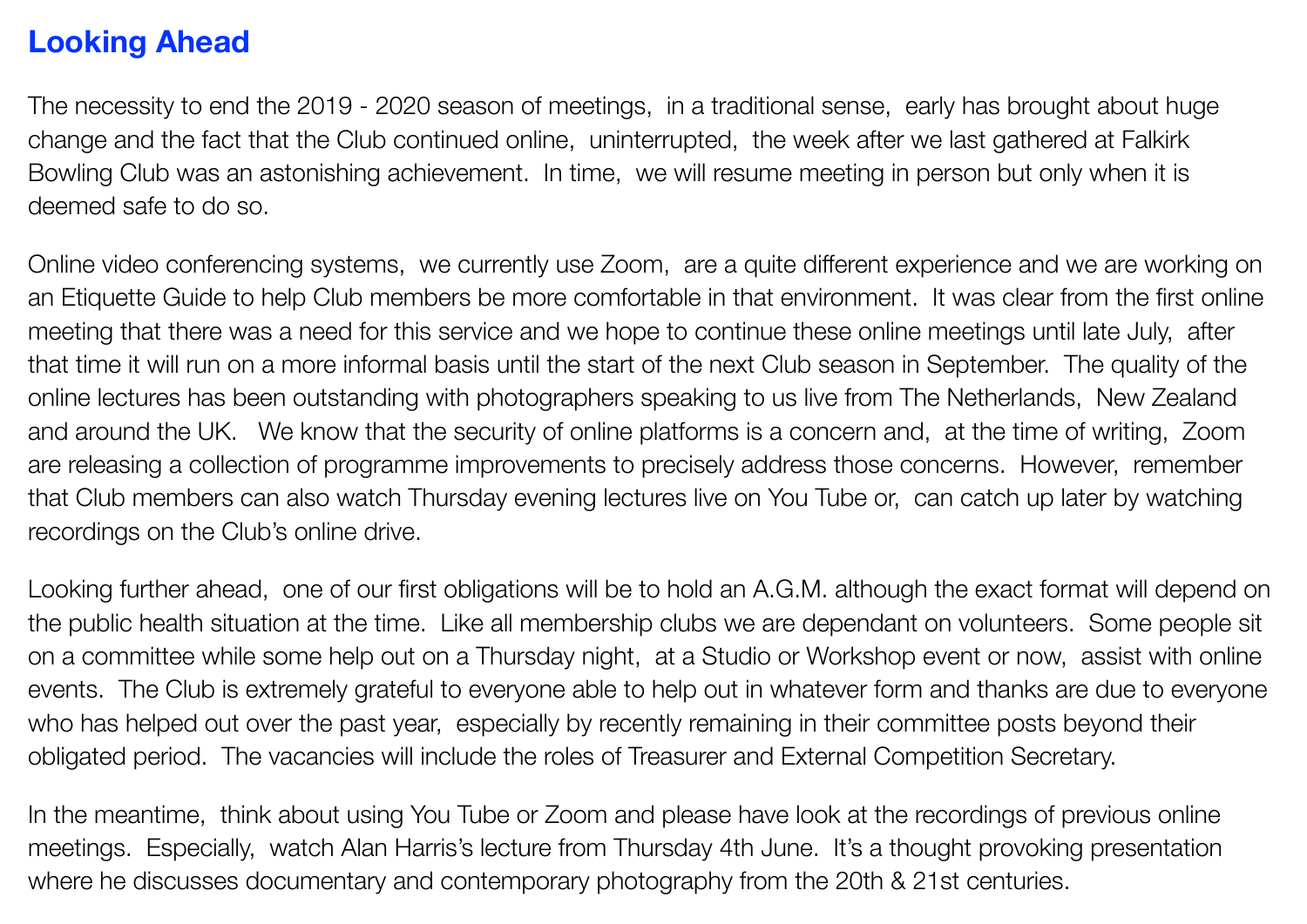## Looking Ahead

The necessity to end the 2019 - 2020 season of meetings, in a traditional sense, early has brought about huge change and the fact that the Club continued online, uninterrupted, the week after we last gathered at Falkirk Bowling Club was an astonishing achievement. In time, we will resume meeting in person but only when it is deemed safe to do so.

Online video conferencing systems, we currently use Zoom, are a quite different experience and we are working on an Etiquette Guide to help Club members be more comfortable in that environment. It was clear from the first online meeting that there was a need for this service and we hope to continue these online meetings until late July, after that time it will run on a more informal basis until the start of the next Club season in September. The quality of the online lectures has been outstanding with photographers speaking to us live from The Netherlands, New Zealand and around the UK. We know that the security of online platforms is a concern and, at the time of writing, Zoom are releasing a collection of programme improvements to precisely address those concerns. However, remember that Club members can also watch Thursday evening lectures live on You Tube or, can catch up later by watching recordings on the Club's online drive.

Looking further ahead, one of our first obligations will be to hold an A.G.M. although the exact format will depend on the public health situation at the time. Like all membership clubs we are dependant on volunteers. Some people sit on a committee while some help out on a Thursday night, at a Studio or Workshop event or now, assist with online events. The Club is extremely grateful to everyone able to help out in whatever form and thanks are due to everyone who has helped out over the past year, especially by recently remaining in their committee posts beyond their obligated period. The vacancies will include the roles of Treasurer and External Competition Secretary.

In the meantime, think about using You Tube or Zoom and please have look at the recordings of previous online meetings. Especially, watch Alan Harris's lecture from Thursday 4th June. It's a thought provoking presentation where he discusses documentary and contemporary photography from the 20th & 21st centuries.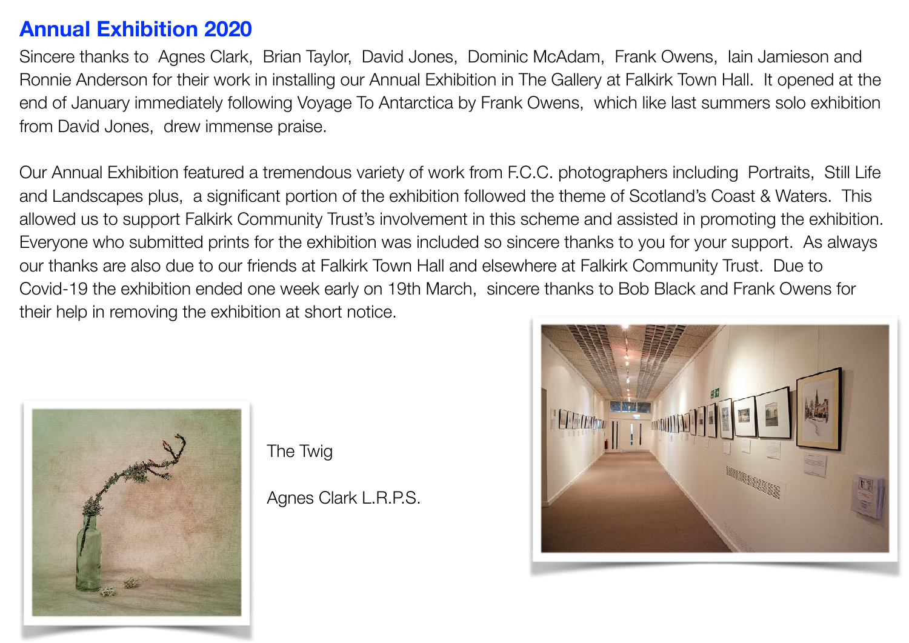## Annual Exhibition 2020

Sincere thanks to Agnes Clark, Brian Taylor, David Jones, Dominic McAdam, Frank Owens, Iain Jamieson and Ronnie Anderson for their work in installing our Annual Exhibition in The Gallery at Falkirk Town Hall. It opened at the end of January immediately following Voyage To Antarctica by Frank Owens, which like last summers solo exhibition from David Jones, drew immense praise.

Our Annual Exhibition featured a tremendous variety of work from F.C.C. photographers including Portraits, Still Life and Landscapes plus, a significant portion of the exhibition followed the theme of Scotland's Coast & Waters. This allowed us to support Falkirk Community Trust's involvement in this scheme and assisted in promoting the exhibition. Everyone who submitted prints for the exhibition was included so sincere thanks to you for your support. As always our thanks are also due to our friends at Falkirk Town Hall and elsewhere at Falkirk Community Trust. Due to Covid-19 the exhibition ended one week early on 19th March, sincere thanks to Bob Black and Frank Owens for their help in removing the exhibition at short notice.

The Twig

Agnes Clark L.R.P.S.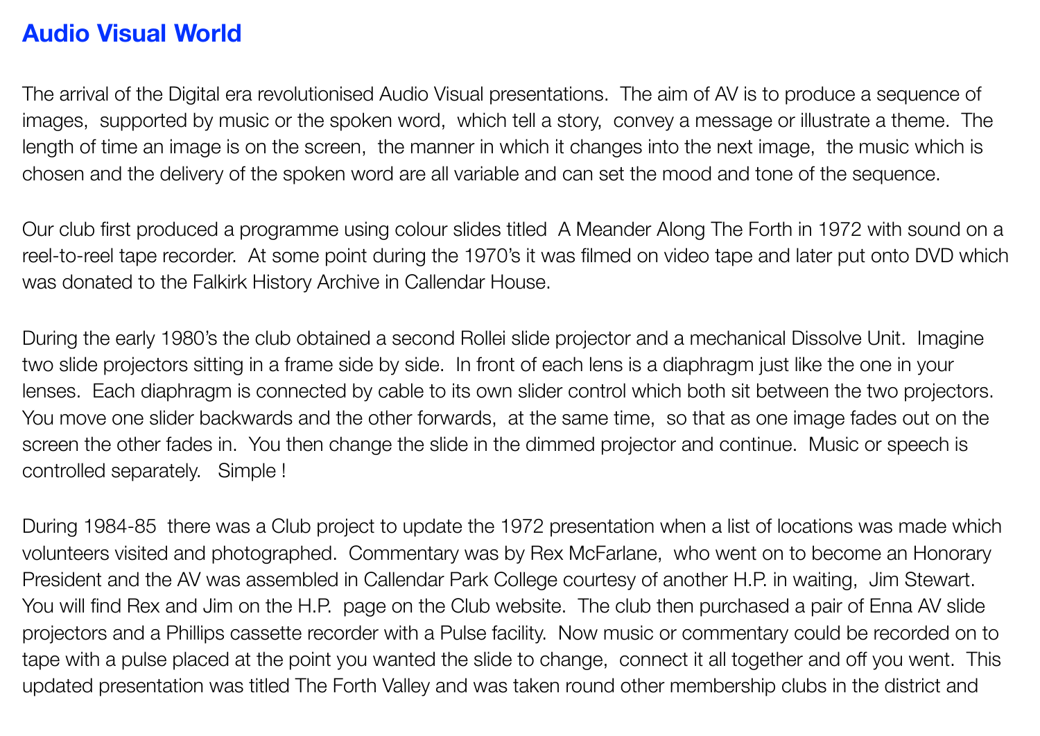## Audio Visual World

The arrival of the Digital era revolutionised Audio Visual presentations. The aim of AV is to produce a sequence of images, supported by music or the spoken word, which tell a story, convey a message or illustrate a theme. The length of time an image is on the screen, the manner in which it changes into the next image, the music which is chosen and the delivery of the spoken word are all variable and can set the mood and tone of the sequence.

Our club first produced a programme using colour slides titled A Meander Along The Forth in 1972 with sound on a reel-to-reel tape recorder. At some point during the 1970's it was filmed on video tape and later put onto DVD which was donated to the Falkirk History Archive in Callendar House.

During the early 1980's the club obtained a second Rollei slide projector and a mechanical Dissolve Unit. Imagine two slide projectors sitting in a frame side by side. In front of each lens is a diaphragm just like the one in your lenses. Each diaphragm is connected by cable to its own slider control which both sit between the two projectors. You move one slider backwards and the other forwards, at the same time, so that as one image fades out on the screen the other fades in. You then change the slide in the dimmed projector and continue. Music or speech is controlled separately. Simple !

During 1984-85 there was a Club project to update the 1972 presentation when a list of locations was made which volunteers visited and photographed. Commentary was by Rex McFarlane, who went on to become an Honorary President and the AV was assembled in Callendar Park College courtesy of another H.P. in waiting, Jim Stewart. You will find Rex and Jim on the H.P. page on the Club website. The club then purchased a pair of Enna AV slide projectors and a Phillips cassette recorder with a Pulse facility. Now music or commentary could be recorded on to tape with a pulse placed at the point you wanted the slide to change, connect it all together and off you went. This updated presentation was titled The Forth Valley and was taken round other membership clubs in the district and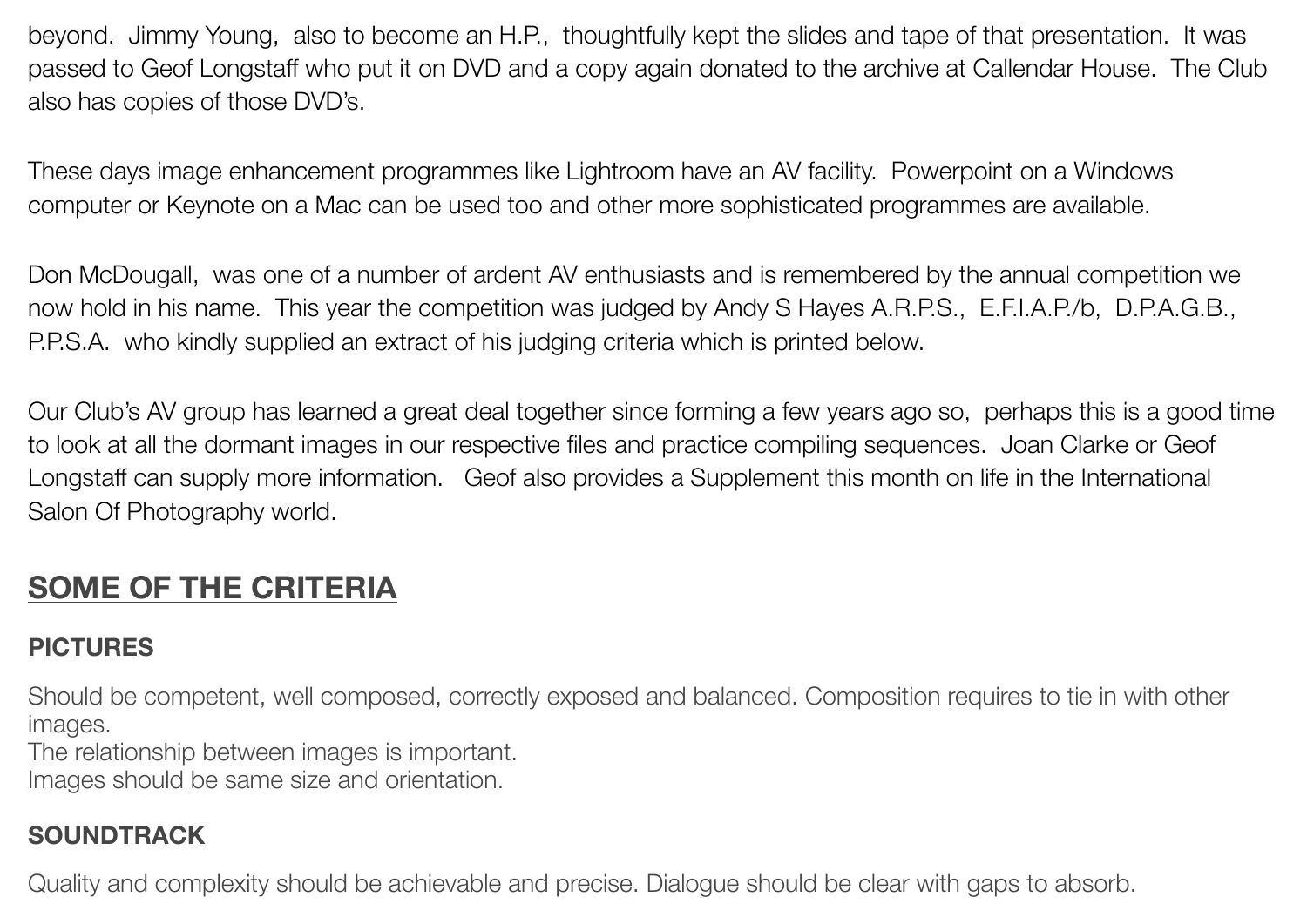beyond.  Jimmy Young,  also to become an H.P.,  thoughtfully kept the slides and tape of that presentation.  It was passed to Geof Longstaff who put it on DVD and a copy again donated to the archive at Callendar House.  The Club also has copies of those DVD's.

These days image enhancement programmes like Lightroom have an AV facility.  Powerpoint on a Windows computer or Keynote on a Mac can be used too and other more sophisticated programmes are available.

Don McDougall,  was one of a number of ardent AV enthusiasts and is remembered by the annual competition we now hold in his name.  This year the competition was judged by Andy S Hayes A.R.P.S.,  E.F.I.A.P./b,  D.P.A.G.B., P.P.S.A.  who kindly supplied an extract of his judging criteria which is printed below.

Our Club's AV group has learned a great deal together since forming a few years ago so,  perhaps this is a good time to look at all the dormant images in our respective files and practice compiling sequences.  Joan Clarke or Geof Longstaff can supply more information.   Geof also provides a Supplement this month on life in the International Salon Of Photography world.

## SOME OF THE CRITERIA

### PICTURES

Should be competent, well composed, correctly exposed and balanced. Composition requires to tie in with other images.
The relationship between images is important.
Images should be same size and orientation.

### SOUNDTRACK

Quality and complexity should be achievable and precise. Dialogue should be clear with gaps to absorb.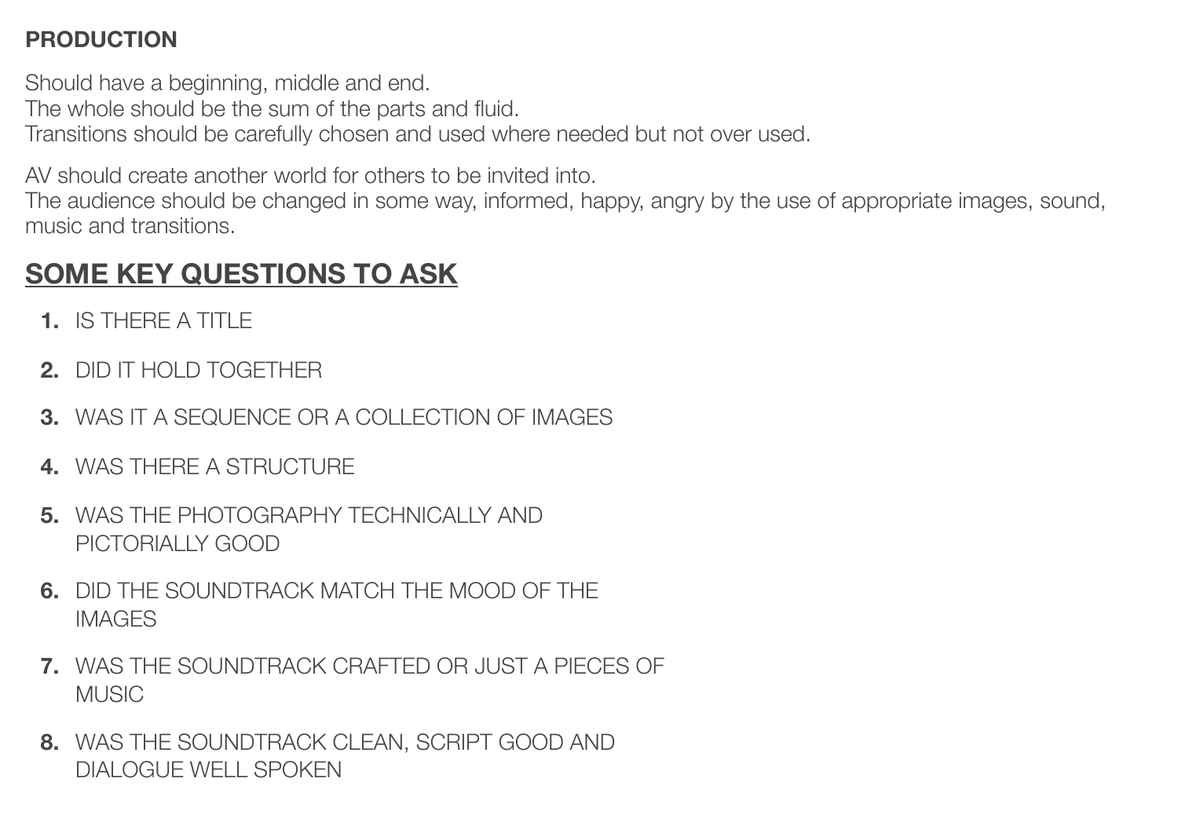**PRODUCTION**

Should have a beginning, middle and end.
The whole should be the sum of the parts and fluid.
Transitions should be carefully chosen and used where needed but not over used.

AV should create another world for others to be invited into.
The audience should be changed in some way, informed, happy, angry by the use of appropriate images, sound, music and transitions.

## SOME KEY QUESTIONS TO ASK

1. IS THERE A TITLE
2. DID IT HOLD TOGETHER
3. WAS IT A SEQUENCE OR A COLLECTION OF IMAGES
4. WAS THERE A STRUCTURE
5. WAS THE PHOTOGRAPHY TECHNICALLY AND PICTORIALLY GOOD
6. DID THE SOUNDTRACK MATCH THE MOOD OF THE IMAGES
7. WAS THE SOUNDTRACK CRAFTED OR JUST A PIECES OF MUSIC
8. WAS THE SOUNDTRACK CLEAN, SCRIPT GOOD AND DIALOGUE WELL SPOKEN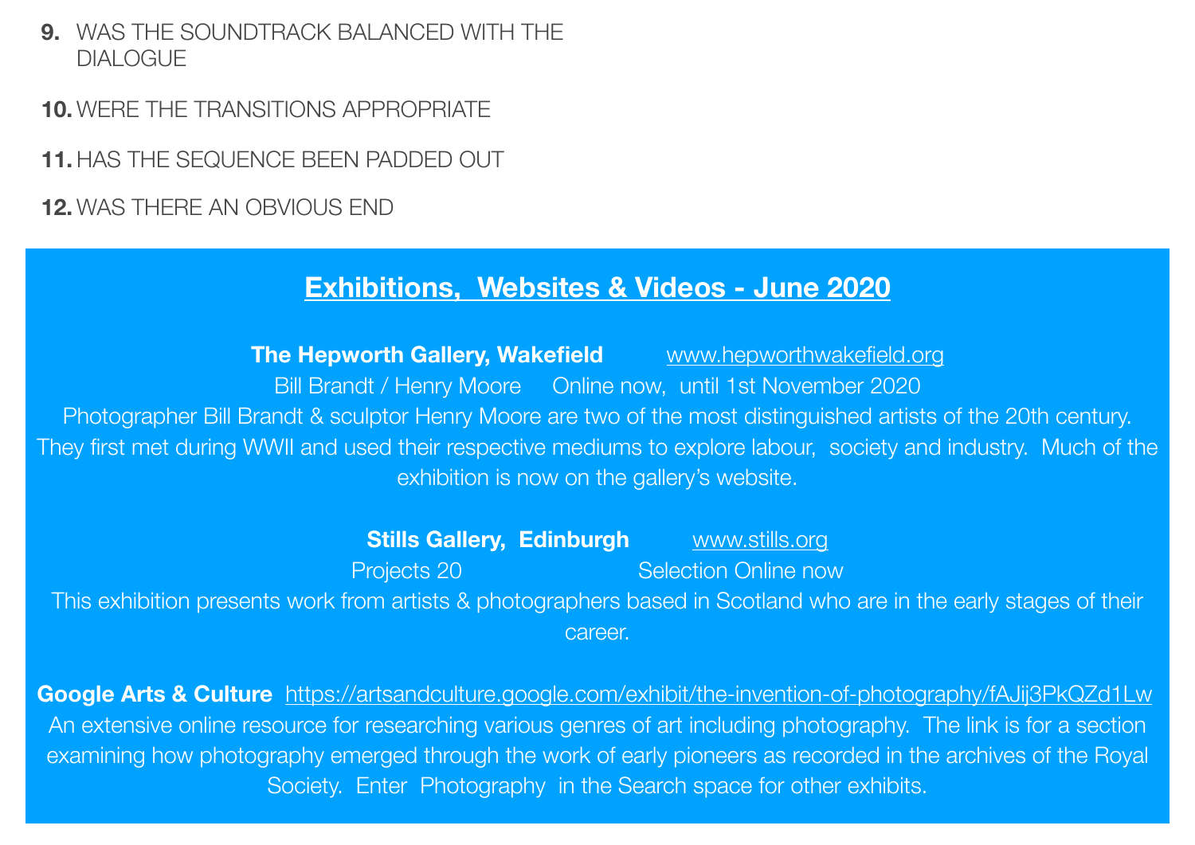9. WAS THE SOUNDTRACK BALANCED WITH THE DIALOGUE

10. WERE THE TRANSITIONS APPROPRIATE

11. HAS THE SEQUENCE BEEN PADDED OUT

12. WAS THERE AN OBVIOUS END

## Exhibitions, Websites & Videos - June 2020

**The Hepworth Gallery, Wakefield** www.hepworthwakefield.org

Bill Brandt / Henry Moore Online now, until 1st November 2020

Photographer Bill Brandt & sculptor Henry Moore are two of the most distinguished artists of the 20th century. They first met during WWII and used their respective mediums to explore labour, society and industry. Much of the exhibition is now on the gallery's website.

**Stills Gallery, Edinburgh** www.stills.org

Projects 20 Selection Online now

This exhibition presents work from artists & photographers based in Scotland who are in the early stages of their career.

**Google Arts & Culture** https://artsandculture.google.com/exhibit/the-invention-of-photography/fAJij3PkQZd1Lw

An extensive online resource for researching various genres of art including photography. The link is for a section examining how photography emerged through the work of early pioneers as recorded in the archives of the Royal Society. Enter Photography in the Search space for other exhibits.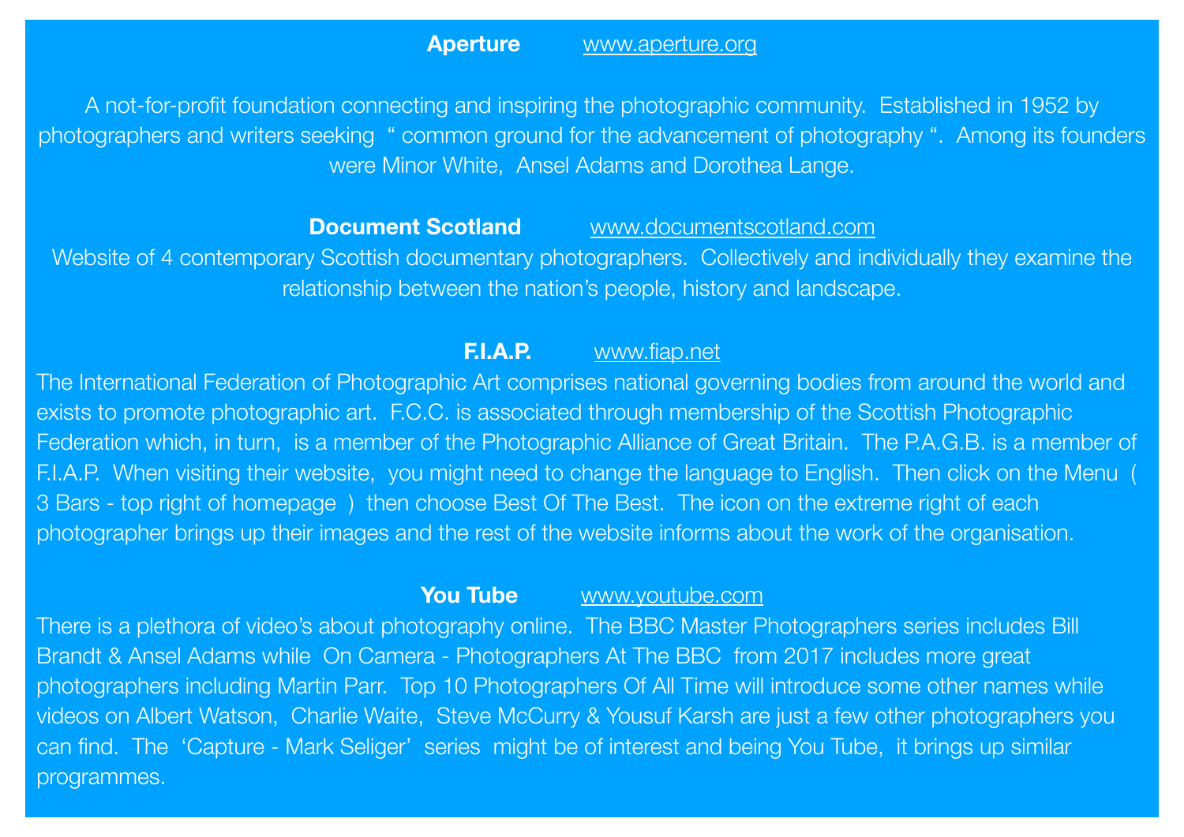**Aperture** www.aperture.org

A not-for-profit foundation connecting and inspiring the photographic community. Established in 1952 by photographers and writers seeking " common ground for the advancement of photography ". Among its founders were Minor White, Ansel Adams and Dorothea Lange.

**Document Scotland** www.documentscotland.com

Website of 4 contemporary Scottish documentary photographers. Collectively and individually they examine the relationship between the nation's people, history and landscape.

**F.I.A.P.** www.fiap.net

The International Federation of Photographic Art comprises national governing bodies from around the world and exists to promote photographic art. F.C.C. is associated through membership of the Scottish Photographic Federation which, in turn, is a member of the Photographic Alliance of Great Britain. The P.A.G.B. is a member of F.I.A.P. When visiting their website, you might need to change the language to English. Then click on the Menu ( 3 Bars - top right of homepage ) then choose Best Of The Best. The icon on the extreme right of each photographer brings up their images and the rest of the website informs about the work of the organisation.

**You Tube** www.youtube.com

There is a plethora of video's about photography online. The BBC Master Photographers series includes Bill Brandt & Ansel Adams while On Camera - Photographers At The BBC from 2017 includes more great photographers including Martin Parr. Top 10 Photographers Of All Time will introduce some other names while videos on Albert Watson, Charlie Waite, Steve McCurry & Yousuf Karsh are just a few other photographers you can find. The 'Capture - Mark Seliger' series might be of interest and being You Tube, it brings up similar programmes.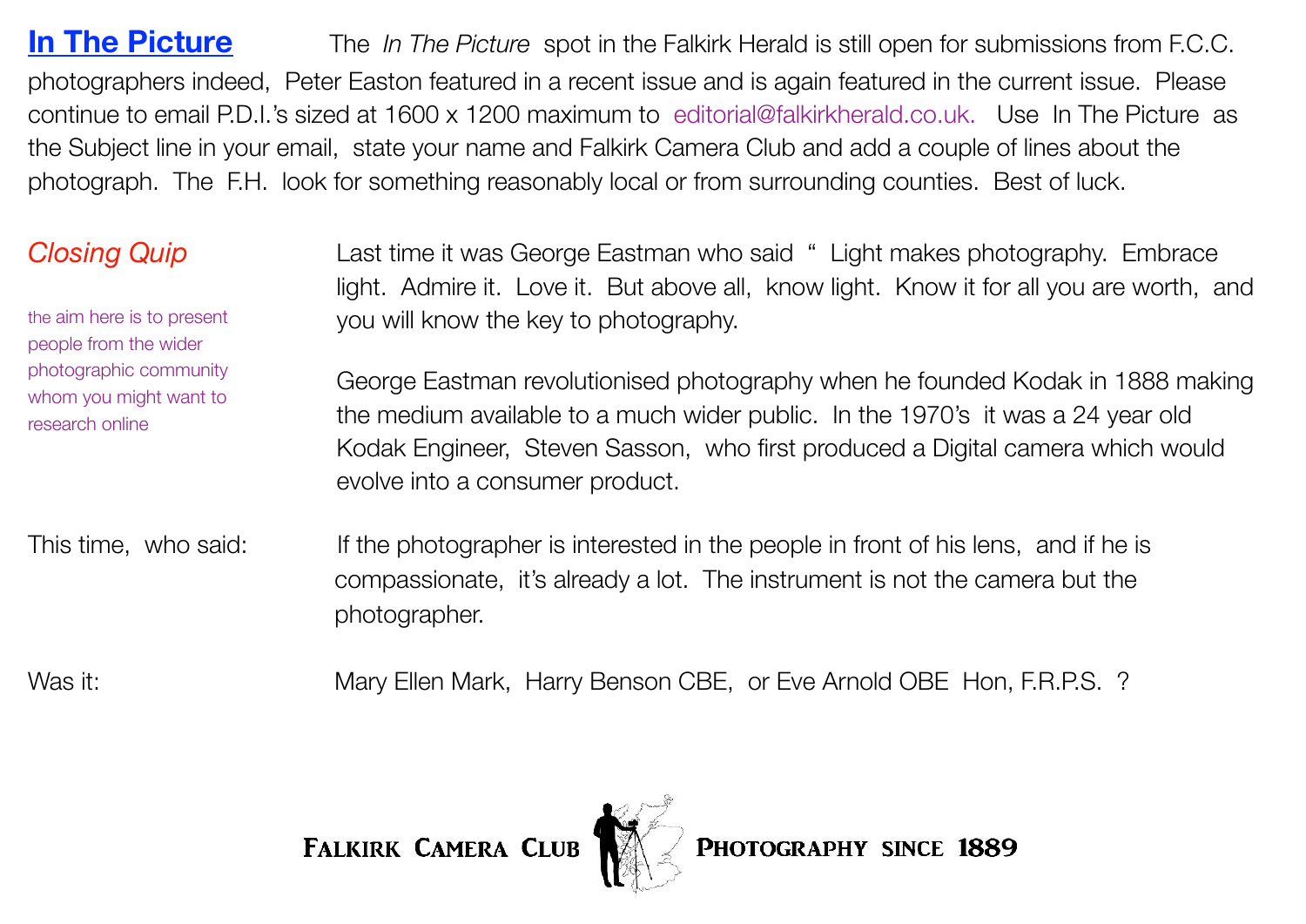**In The Picture** The *In The Picture* spot in the Falkirk Herald is still open for submissions from F.C.C. photographers indeed, Peter Easton featured in a recent issue and is again featured in the current issue. Please continue to email P.D.I.'s sized at 1600 x 1200 maximum to editorial@falkirkherald.co.uk. Use In The Picture as the Subject line in your email, state your name and Falkirk Camera Club and add a couple of lines about the photograph. The F.H. look for something reasonably local or from surrounding counties. Best of luck.

*Closing Quip*

the aim here is to present people from the wider photographic community whom you might want to research online

Last time it was George Eastman who said " Light makes photography. Embrace light. Admire it. Love it. But above all, know light. Know it for all you are worth, and you will know the key to photography.

George Eastman revolutionised photography when he founded Kodak in 1888 making the medium available to a much wider public. In the 1970's it was a 24 year old Kodak Engineer, Steven Sasson, who first produced a Digital camera which would evolve into a consumer product.

This time, who said: If the photographer is interested in the people in front of his lens, and if he is compassionate, it's already a lot. The instrument is not the camera but the photographer.

Was it: Mary Ellen Mark, Harry Benson CBE, or Eve Arnold OBE Hon, F.R.P.S. ?

FALKIRK CAMERA CLUB PHOTOGRAPHY SINCE 1889